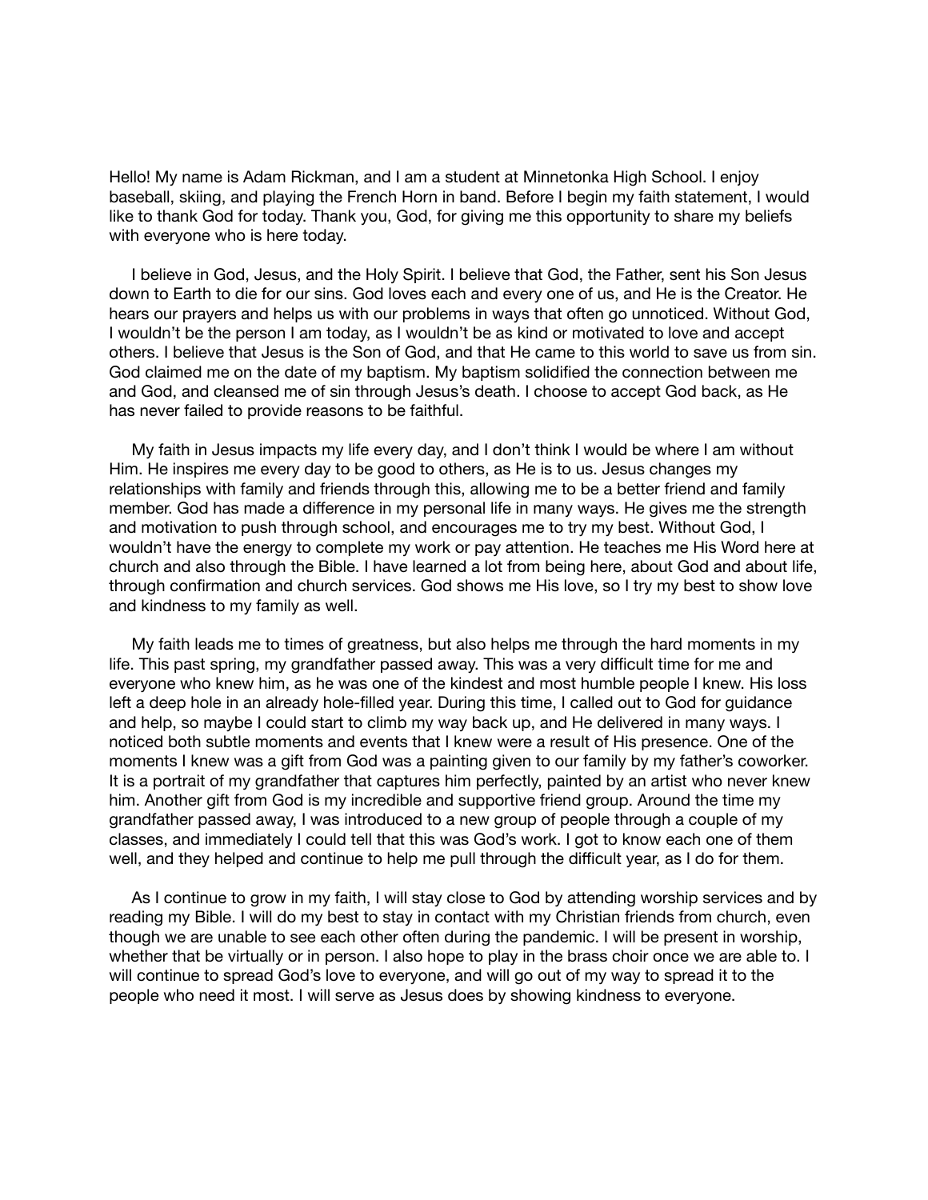Hello! My name is Adam Rickman, and I am a student at Minnetonka High School. I enjoy baseball, skiing, and playing the French Horn in band. Before I begin my faith statement, I would like to thank God for today. Thank you, God, for giving me this opportunity to share my beliefs with everyone who is here today.

I believe in God, Jesus, and the Holy Spirit. I believe that God, the Father, sent his Son Jesus down to Earth to die for our sins. God loves each and every one of us, and He is the Creator. He hears our prayers and helps us with our problems in ways that often go unnoticed. Without God, I wouldn't be the person I am today, as I wouldn't be as kind or motivated to love and accept others. I believe that Jesus is the Son of God, and that He came to this world to save us from sin. God claimed me on the date of my baptism. My baptism solidified the connection between me and God, and cleansed me of sin through Jesus's death. I choose to accept God back, as He has never failed to provide reasons to be faithful.

My faith in Jesus impacts my life every day, and I don't think I would be where I am without Him. He inspires me every day to be good to others, as He is to us. Jesus changes my relationships with family and friends through this, allowing me to be a better friend and family member. God has made a difference in my personal life in many ways. He gives me the strength and motivation to push through school, and encourages me to try my best. Without God, I wouldn't have the energy to complete my work or pay attention. He teaches me His Word here at church and also through the Bible. I have learned a lot from being here, about God and about life, through confirmation and church services. God shows me His love, so I try my best to show love and kindness to my family as well.

My faith leads me to times of greatness, but also helps me through the hard moments in my life. This past spring, my grandfather passed away. This was a very difficult time for me and everyone who knew him, as he was one of the kindest and most humble people I knew. His loss left a deep hole in an already hole-filled year. During this time, I called out to God for guidance and help, so maybe I could start to climb my way back up, and He delivered in many ways. I noticed both subtle moments and events that I knew were a result of His presence. One of the moments I knew was a gift from God was a painting given to our family by my father's coworker. It is a portrait of my grandfather that captures him perfectly, painted by an artist who never knew him. Another gift from God is my incredible and supportive friend group. Around the time my grandfather passed away, I was introduced to a new group of people through a couple of my classes, and immediately I could tell that this was God's work. I got to know each one of them well, and they helped and continue to help me pull through the difficult year, as I do for them.

As I continue to grow in my faith, I will stay close to God by attending worship services and by reading my Bible. I will do my best to stay in contact with my Christian friends from church, even though we are unable to see each other often during the pandemic. I will be present in worship, whether that be virtually or in person. I also hope to play in the brass choir once we are able to. I will continue to spread God's love to everyone, and will go out of my way to spread it to the people who need it most. I will serve as Jesus does by showing kindness to everyone.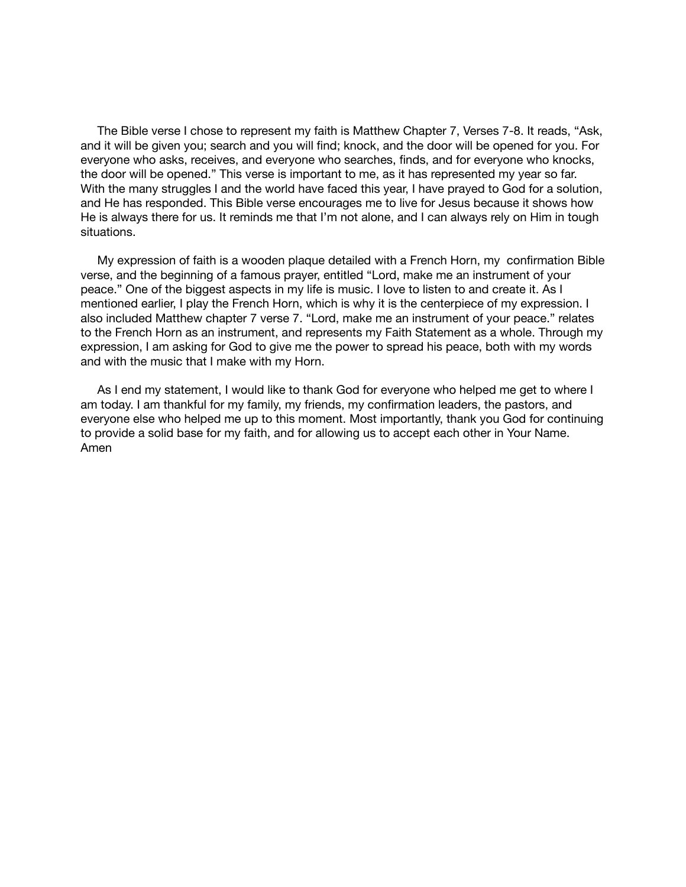The Bible verse I chose to represent my faith is Matthew Chapter 7, Verses 7-8. It reads, "Ask, and it will be given you; search and you will find; knock, and the door will be opened for you. For everyone who asks, receives, and everyone who searches, finds, and for everyone who knocks, the door will be opened." This verse is important to me, as it has represented my year so far. With the many struggles I and the world have faced this year, I have prayed to God for a solution, and He has responded. This Bible verse encourages me to live for Jesus because it shows how He is always there for us. It reminds me that I'm not alone, and I can always rely on Him in tough situations.

My expression of faith is a wooden plaque detailed with a French Horn, my confirmation Bible verse, and the beginning of a famous prayer, entitled "Lord, make me an instrument of your peace." One of the biggest aspects in my life is music. I love to listen to and create it. As I mentioned earlier, I play the French Horn, which is why it is the centerpiece of my expression. I also included Matthew chapter 7 verse 7. "Lord, make me an instrument of your peace." relates to the French Horn as an instrument, and represents my Faith Statement as a whole. Through my expression, I am asking for God to give me the power to spread his peace, both with my words and with the music that I make with my Horn.

As I end my statement, I would like to thank God for everyone who helped me get to where I am today. I am thankful for my family, my friends, my confirmation leaders, the pastors, and everyone else who helped me up to this moment. Most importantly, thank you God for continuing to provide a solid base for my faith, and for allowing us to accept each other in Your Name. Amen